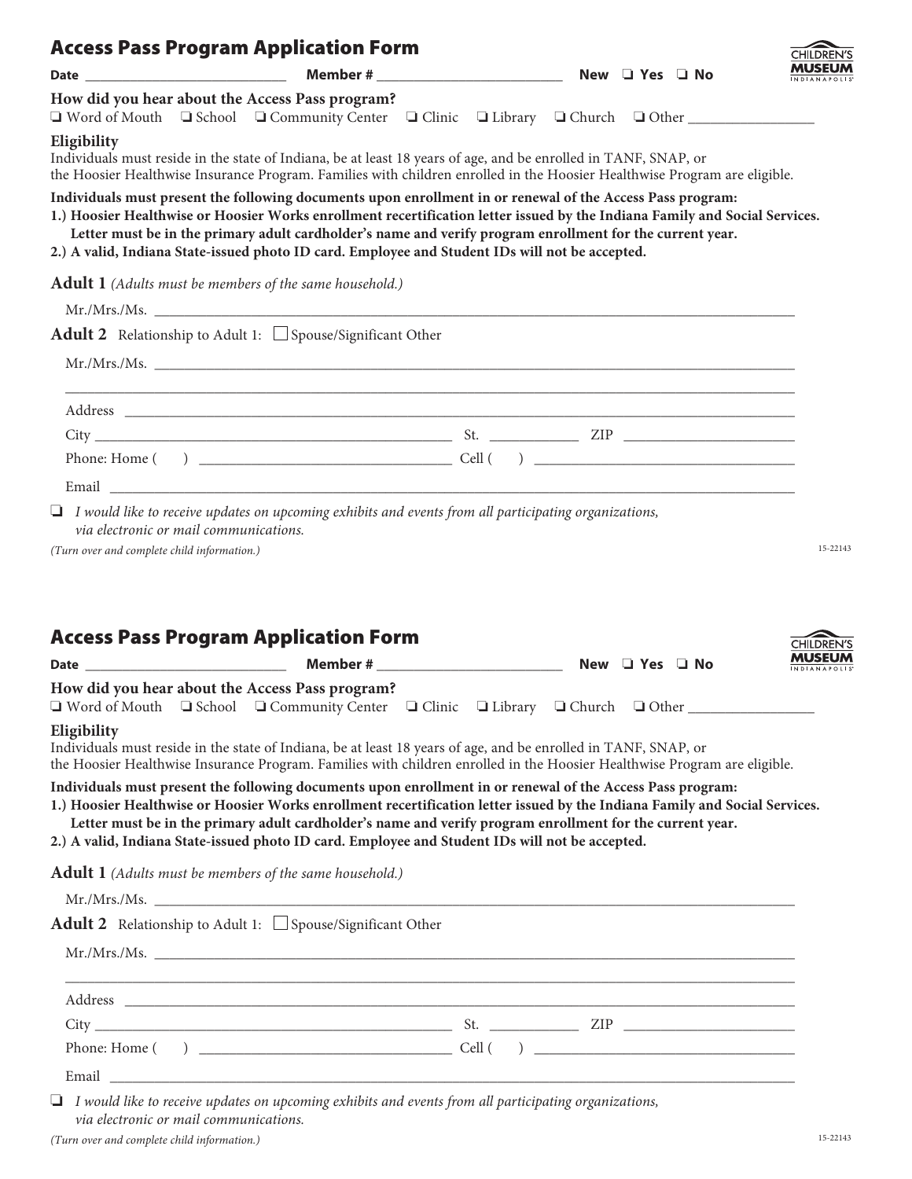## Access Pass Program Application Form

**Date** ______________________ **Member #** ______________________ **New** ❑ **Yes** ❑ **No**

CHILDREN'S MUSEUM INDIANAPOLIS

**How did you hear about the Access Pass program?**
❑ Word of Mouth ❑ School ❑ Community Center ❑ Clinic ❑ Library ❑ Church ❑ Other ______________

**Eligibility**
Individuals must reside in the state of Indiana, be at least 18 years of age, and be enrolled in TANF, SNAP, or the Hoosier Healthwise Insurance Program. Families with children enrolled in the Hoosier Healthwise Program are eligible.

**Individuals must present the following documents upon enrollment in or renewal of the Access Pass program:**

1.) **Hoosier Healthwise or Hoosier Works enrollment recertification letter issued by the Indiana Family and Social Services. Letter must be in the primary adult cardholder's name and verify program enrollment for the current year.**
2.) **A valid, Indiana State-issued photo ID card. Employee and Student IDs will not be accepted.**

**Adult 1** *(Adults must be members of the same household.)*

Mr./Mrs./Ms. ____________________________________________

**Adult 2** Relationship to Adult 1: ☐ Spouse/Significant Other

Mr./Mrs./Ms. ____________________________________________

____________________________________________

Address ____________________________________________

City ______________________ St. __________ ZIP ______________

Phone: Home ( ) ______________________ Cell ( ) ______________________

Email ____________________________________________

❑ *I would like to receive updates on upcoming exhibits and events from all participating organizations, via electronic or mail communications.*

*(Turn over and complete child information.)*

15-22143

## Access Pass Program Application Form

**Date** ______________________ **Member #** ______________________ **New** ❑ **Yes** ❑ **No**

CHILDREN'S MUSEUM INDIANAPOLIS

**How did you hear about the Access Pass program?**
❑ Word of Mouth ❑ School ❑ Community Center ❑ Clinic ❑ Library ❑ Church ❑ Other ______________

**Eligibility**
Individuals must reside in the state of Indiana, be at least 18 years of age, and be enrolled in TANF, SNAP, or the Hoosier Healthwise Insurance Program. Families with children enrolled in the Hoosier Healthwise Program are eligible.

**Individuals must present the following documents upon enrollment in or renewal of the Access Pass program:**

1.) **Hoosier Healthwise or Hoosier Works enrollment recertification letter issued by the Indiana Family and Social Services. Letter must be in the primary adult cardholder's name and verify program enrollment for the current year.**
2.) **A valid, Indiana State-issued photo ID card. Employee and Student IDs will not be accepted.**

**Adult 1** *(Adults must be members of the same household.)*

Mr./Mrs./Ms. ____________________________________________

**Adult 2** Relationship to Adult 1: ☐ Spouse/Significant Other

Mr./Mrs./Ms. ____________________________________________

____________________________________________

Address ____________________________________________

City ______________________ St. __________ ZIP ______________

Phone: Home ( ) ______________________ Cell ( ) ______________________

Email ____________________________________________

❑ *I would like to receive updates on upcoming exhibits and events from all participating organizations, via electronic or mail communications.*

*(Turn over and complete child information.)*

15-22143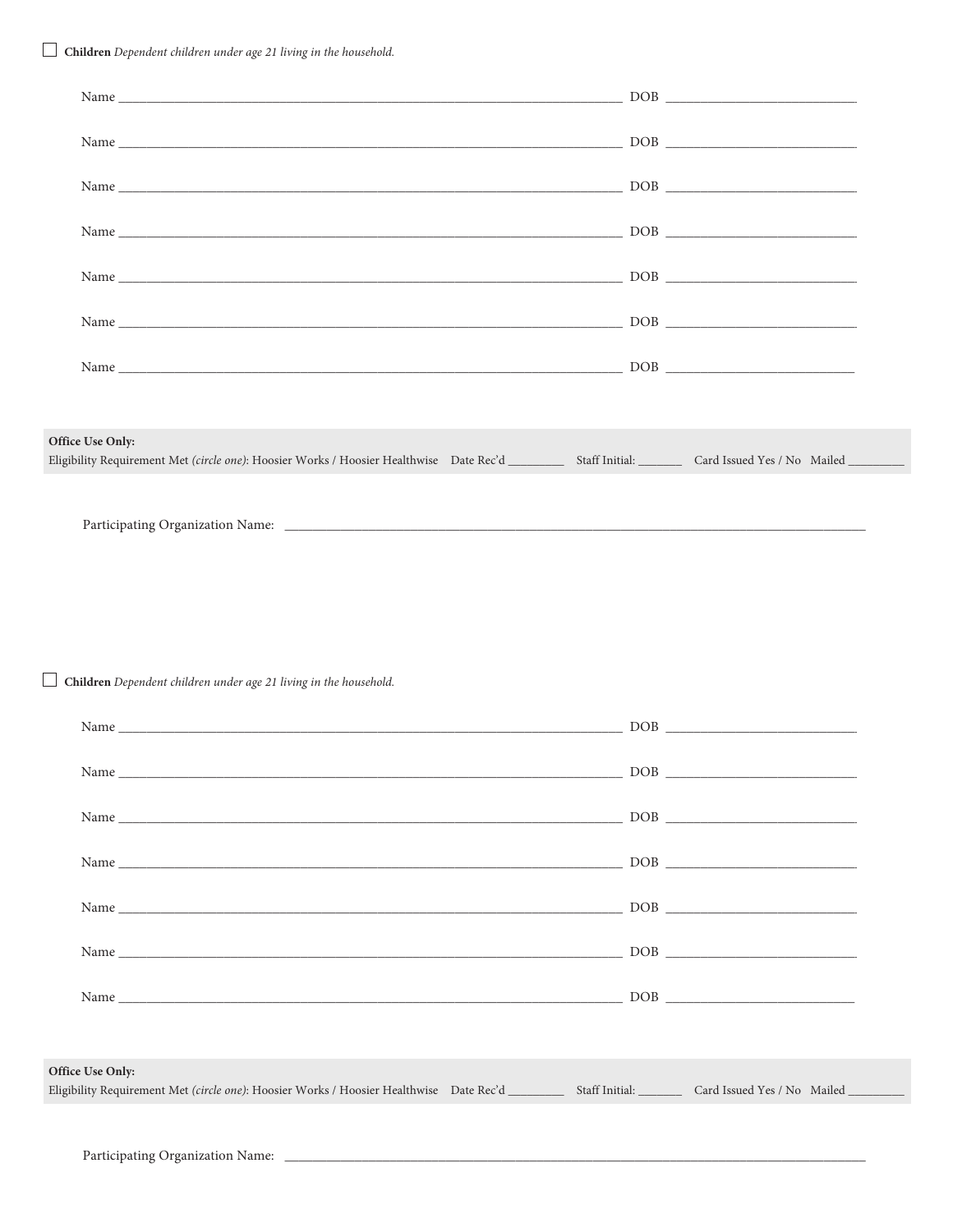☐ **Children** *Dependent children under age 21 living in the household.*

Name ______________________________________________ DOB ____________________

Name ______________________________________________ DOB ____________________

Name ______________________________________________ DOB ____________________

Name ______________________________________________ DOB ____________________

Name ______________________________________________ DOB ____________________

Name ______________________________________________ DOB ____________________

Name ______________________________________________ DOB ____________________

**Office Use Only:**
Eligibility Requirement Met *(circle one)*: Hoosier Works / Hoosier Healthwise Date Rec'd _________ Staff Initial: _______ Card Issued Yes / No Mailed _________

Participating Organization Name: ______________________________________________

☐ **Children** *Dependent children under age 21 living in the household.*

Name ______________________________________________ DOB ____________________

Name ______________________________________________ DOB ____________________

Name ______________________________________________ DOB ____________________

Name ______________________________________________ DOB ____________________

Name ______________________________________________ DOB ____________________

Name ______________________________________________ DOB ____________________

Name ______________________________________________ DOB ____________________

**Office Use Only:**
Eligibility Requirement Met *(circle one)*: Hoosier Works / Hoosier Healthwise Date Rec'd _________ Staff Initial: _______ Card Issued Yes / No Mailed _________

Participating Organization Name: ______________________________________________